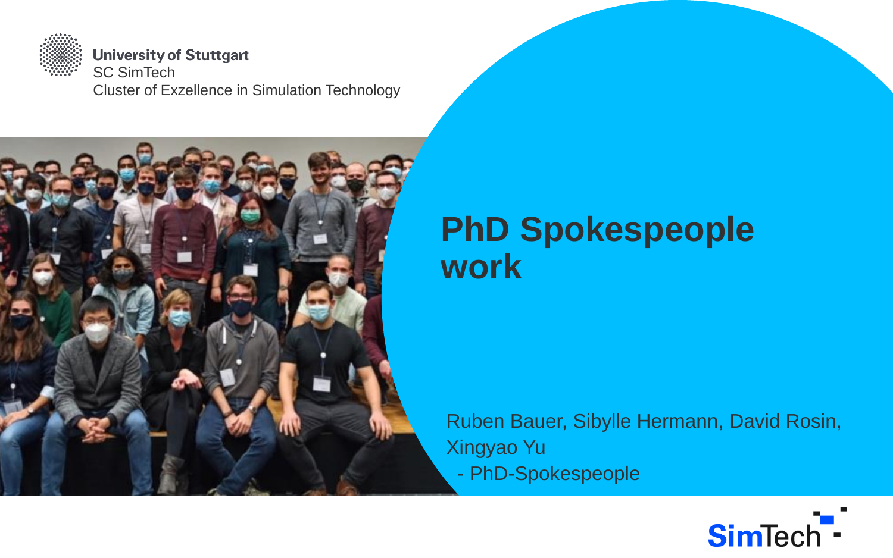University of Stuttgart
SC SimTech
Cluster of Exzellence in Simulation Technology

# PhD Spokespeople work

Ruben Bauer, Sibylle Hermann, David Rosin, Xingyao Yu
 - PhD-Spokespeople

SimTech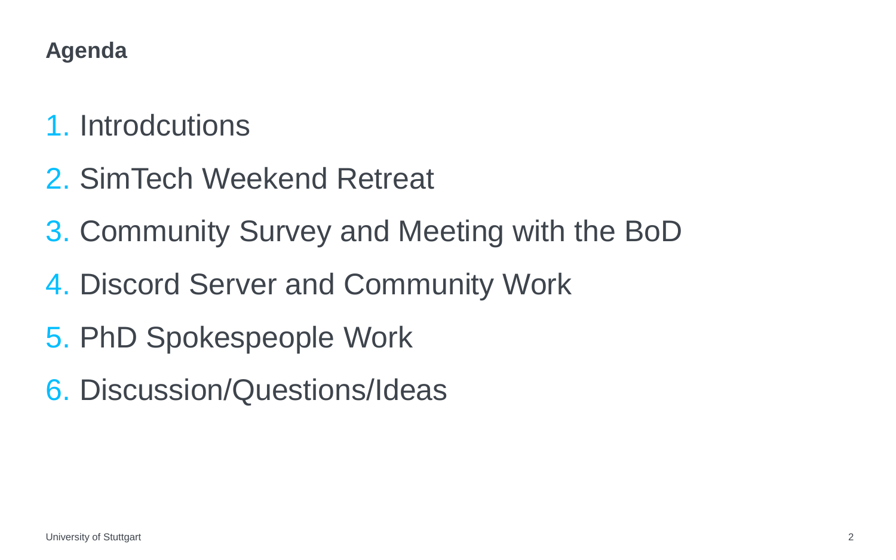# Agenda

1. Introdcutions
2. SimTech Weekend Retreat
3. Community Survey and Meeting with the BoD
4. Discord Server and Community Work
5. PhD Spokespeople Work
6. Discussion/Questions/Ideas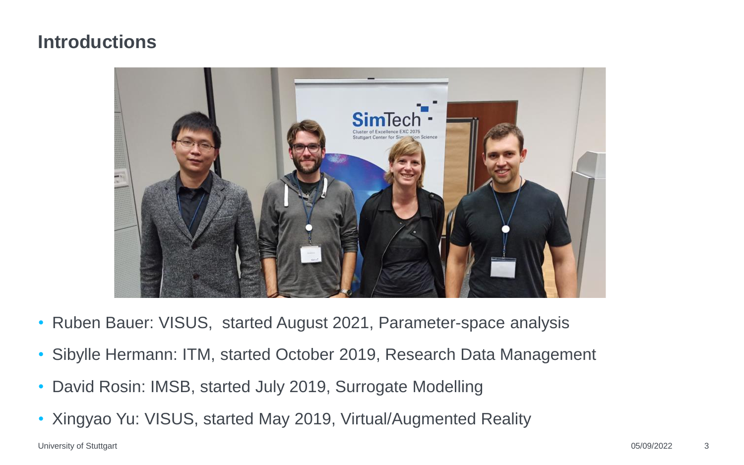## Introductions

- Ruben Bauer: VISUS,  started August 2021, Parameter-space analysis
- Sibylle Hermann: ITM, started October 2019, Research Data Management
- David Rosin: IMSB, started July 2019, Surrogate Modelling
- Xingyao Yu: VISUS, started May 2019, Virtual/Augmented Reality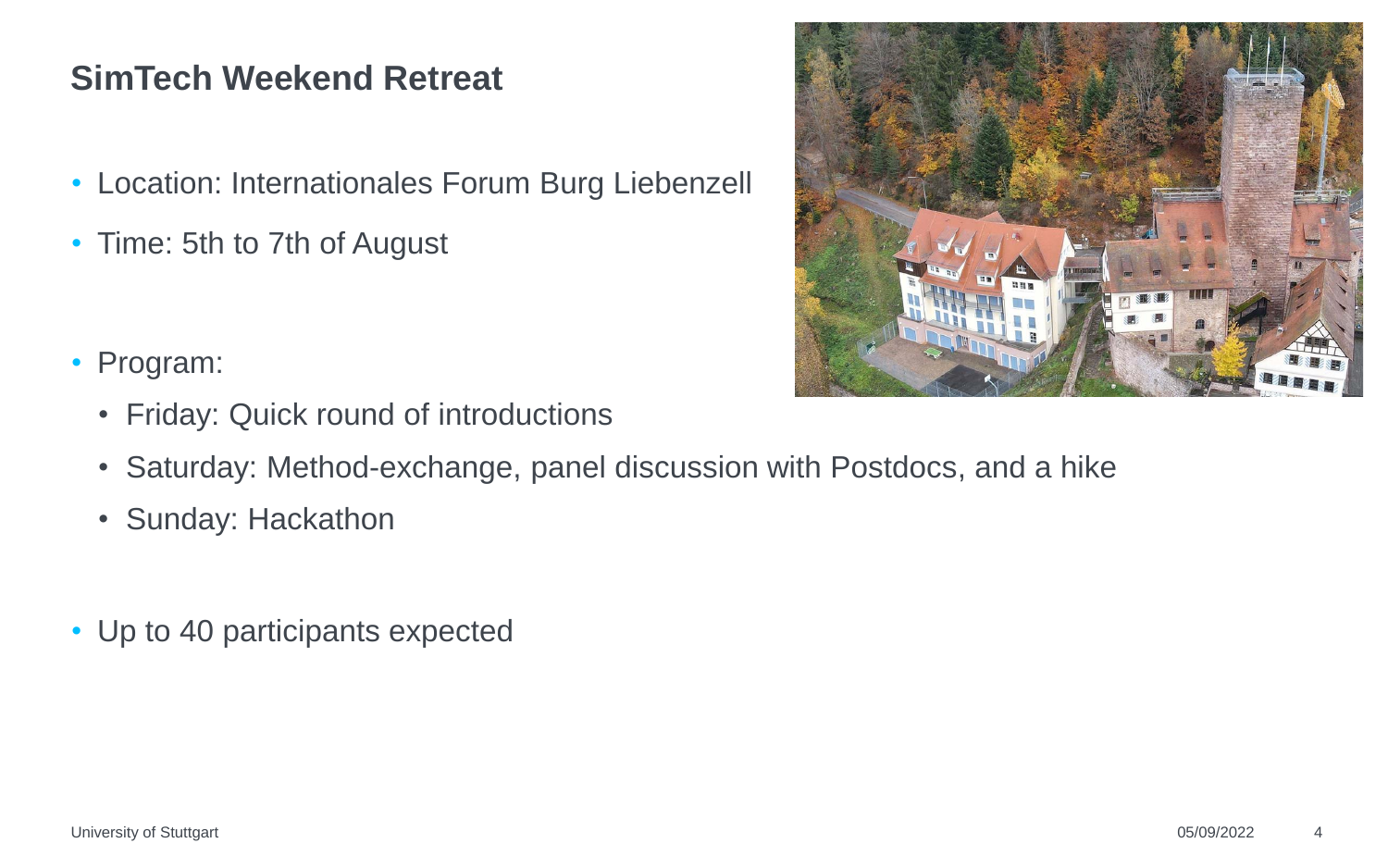## SimTech Weekend Retreat

- Location: Internationales Forum Burg Liebenzell
- Time: 5th to 7th of August

- Program:
  - Friday: Quick round of introductions
  - Saturday: Method-exchange, panel discussion with Postdocs, and a hike
  - Sunday: Hackathon

- Up to 40 participants expected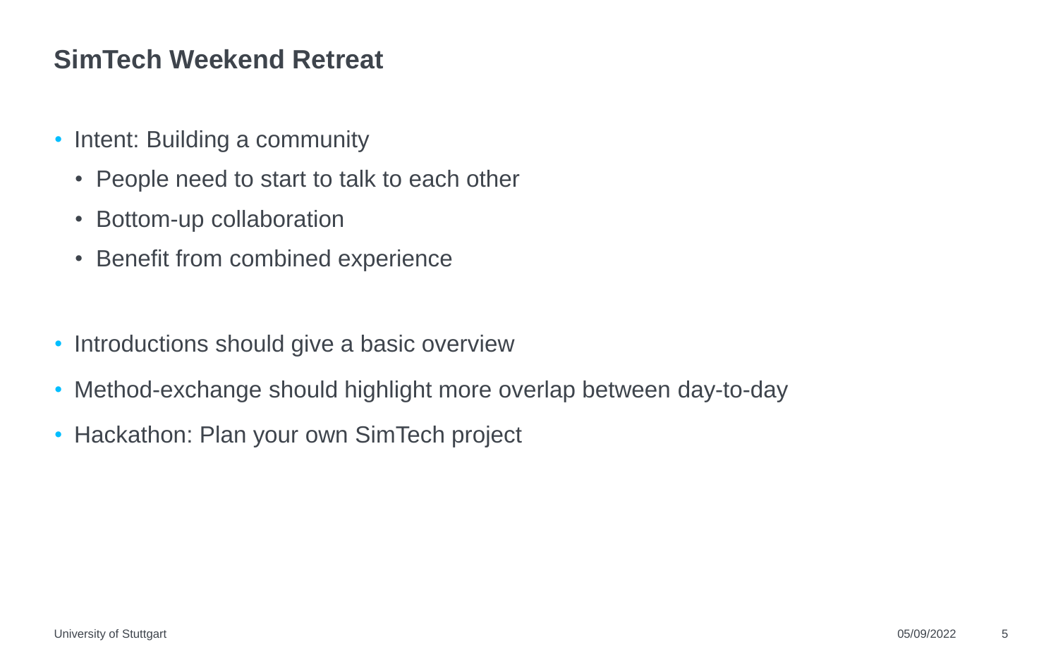# SimTech Weekend Retreat

- Intent: Building a community
  - People need to start to talk to each other
  - Bottom-up collaboration
  - Benefit from combined experience

- Introductions should give a basic overview
- Method-exchange should highlight more overlap between day-to-day
- Hackathon: Plan your own SimTech project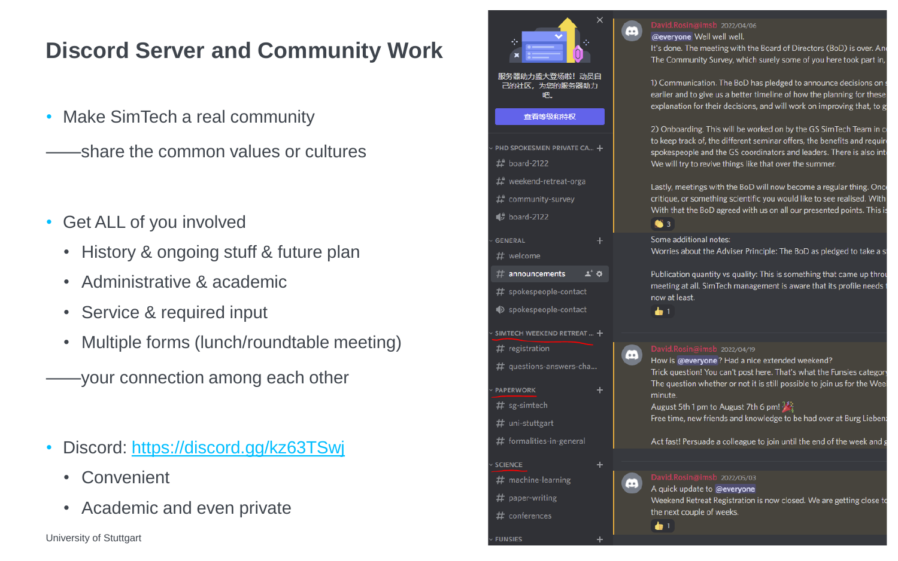# Discord Server and Community Work

- Make SimTech a real community

——share the common values or cultures

- Get ALL of you involved
  - History & ongoing stuff & future plan
  - Administrative & academic
  - Service & required input
  - Multiple forms (lunch/roundtable meeting)

——your connection among each other

- Discord: [https://discord.gg/kz63TSwj](https://discord.gg/kz63TSwj)
  - Convenient
  - Academic and even private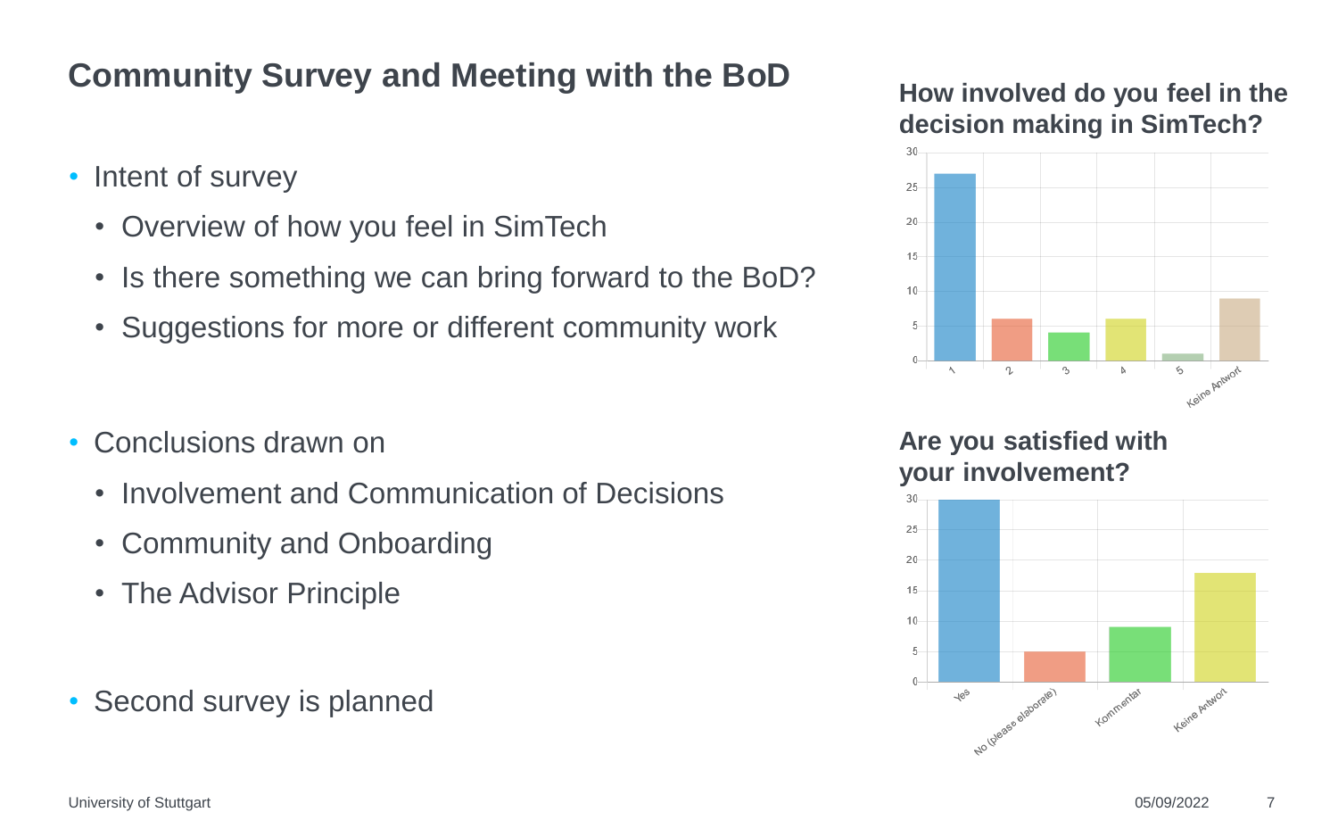## Community Survey and Meeting with the BoD

- Intent of survey
  - Overview of how you feel in SimTech
  - Is there something we can bring forward to the BoD?
  - Suggestions for more or different community work

- Conclusions drawn on
  - Involvement and Communication of Decisions
  - Community and Onboarding
  - The Advisor Principle

- Second survey is planned

### How involved do you feel in the decision making in SimTech?

| Answer | Count |
| --- | --- |
| 1 | 27 |
| 2 | 6 |
| 3 | 4 |
| 4 | 6 |
| 5 | 1 |
| Keine Antwort | 9 |

### Are you satisfied with your involvement?

| Answer | Count |
| --- | --- |
| Yes | 30 |
| No (please elaborate) | 5 |
| Kommentar | 9 |
| Keine Antwort | 18 |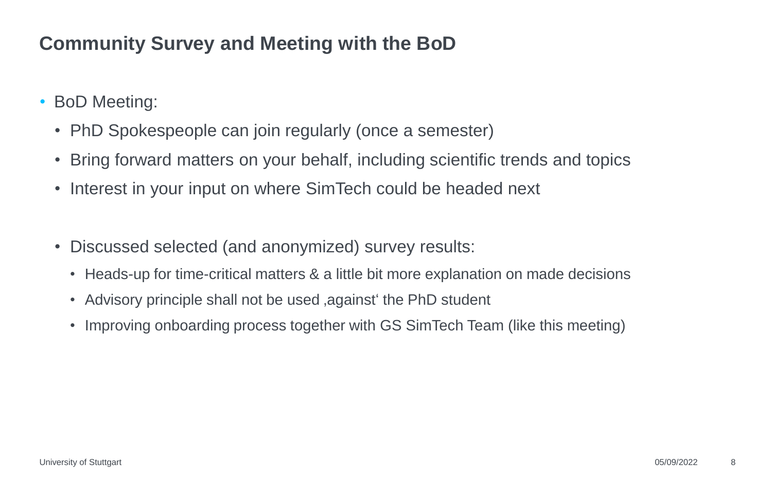# Community Survey and Meeting with the BoD

- BoD Meeting:
  - PhD Spokespeople can join regularly (once a semester)
  - Bring forward matters on your behalf, including scientific trends and topics
  - Interest in your input on where SimTech could be headed next

  - Discussed selected (and anonymized) survey results:
    - Heads-up for time-critical matters & a little bit more explanation on made decisions
    - Advisory principle shall not be used ‚against‘ the PhD student
    - Improving onboarding process together with GS SimTech Team (like this meeting)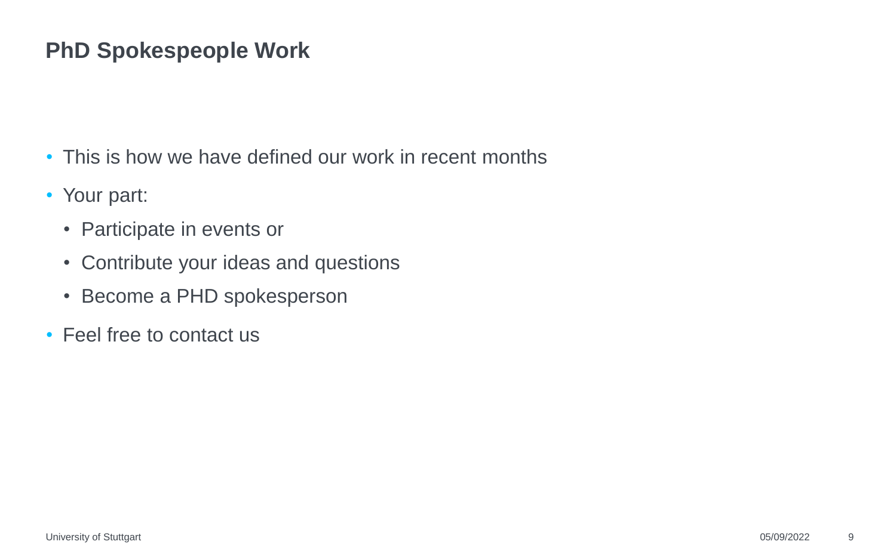# PhD Spokespeople Work

- This is how we have defined our work in recent months
- Your part:
  - Participate in events or
  - Contribute your ideas and questions
  - Become a PHD spokesperson
- Feel free to contact us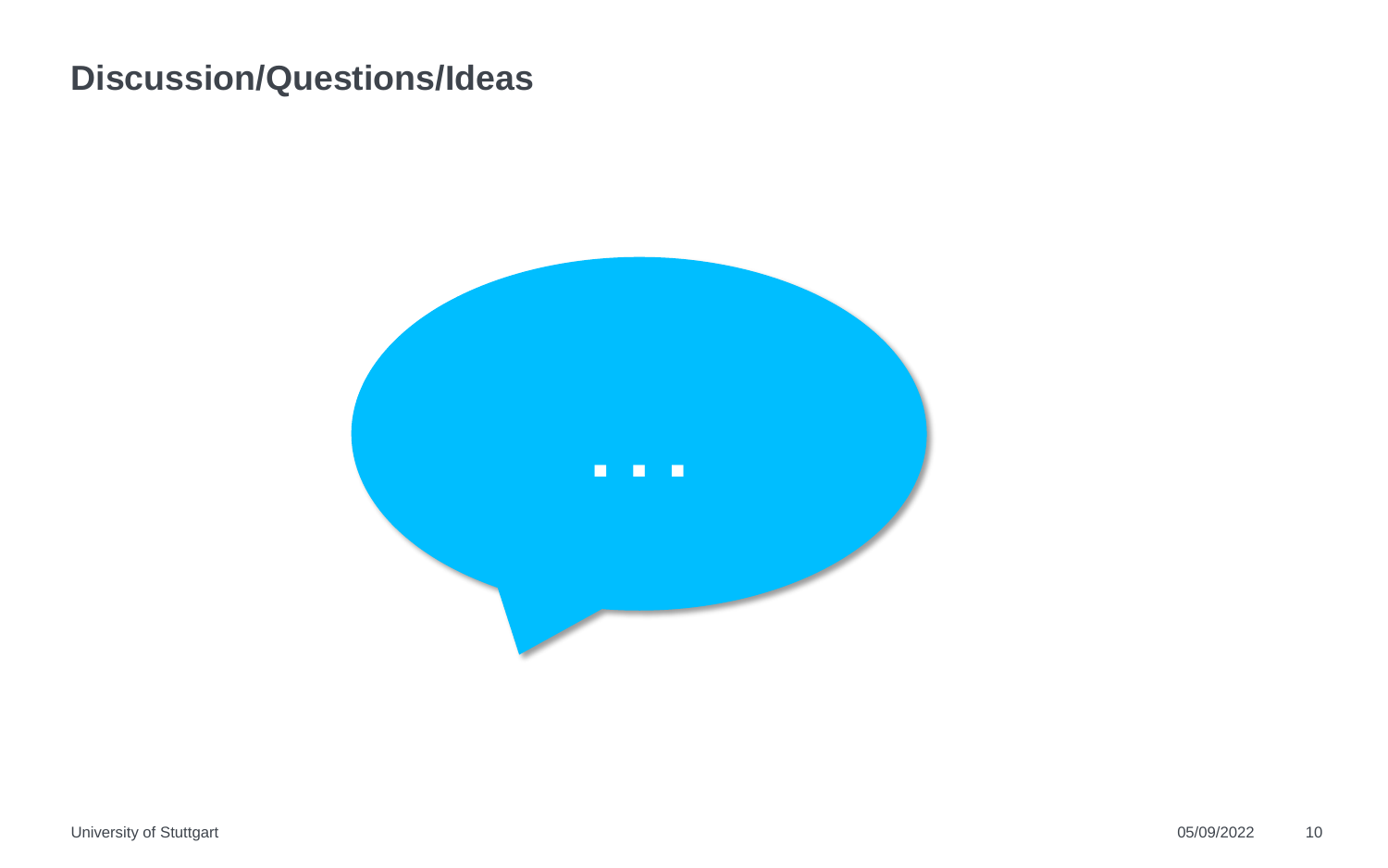# Discussion/Questions/Ideas

...